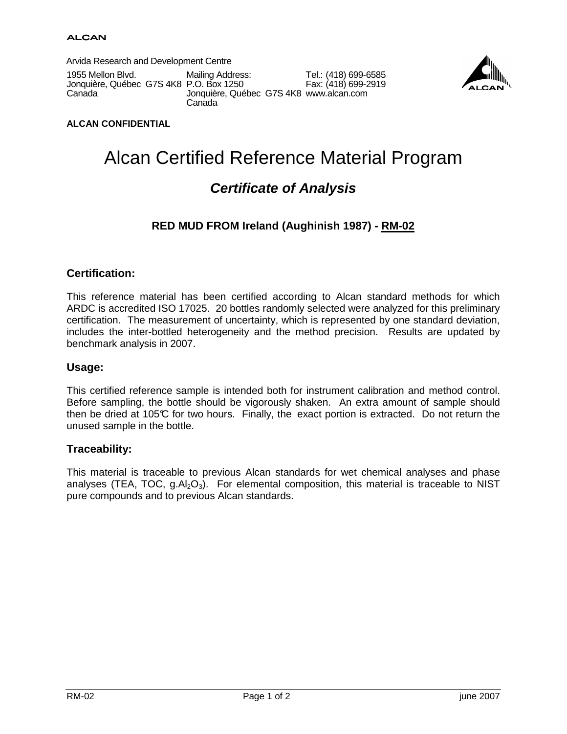ALCAN

Arvida Research and Development Centre

1955 Mellon Blvd.
Jonquière, Québec G7S 4K8
Canada

Mailing Address:
P.O. Box 1250
Jonquière, Québec G7S 4K8
Canada

Tel.: (418) 699-6585
Fax: (418) 699-2919
www.alcan.com

**ALCAN CONFIDENTIAL**

# Alcan Certified Reference Material Program

## *Certificate of Analysis*

### RED MUD FROM Ireland (Aughinish 1987) - RM-02

### Certification:

This reference material has been certified according to Alcan standard methods for which ARDC is accredited ISO 17025. 20 bottles randomly selected were analyzed for this preliminary certification. The measurement of uncertainty, which is represented by one standard deviation, includes the inter-bottled heterogeneity and the method precision. Results are updated by benchmark analysis in 2007.

### Usage:

This certified reference sample is intended both for instrument calibration and method control. Before sampling, the bottle should be vigorously shaken. An extra amount of sample should then be dried at 105°C for two hours. Finally, the exact portion is extracted. Do not return the unused sample in the bottle.

### Traceability:

This material is traceable to previous Alcan standards for wet chemical analyses and phase analyses (TEA, TOC, g.$Al_2O_3$). For elemental composition, this material is traceable to NIST pure compounds and to previous Alcan standards.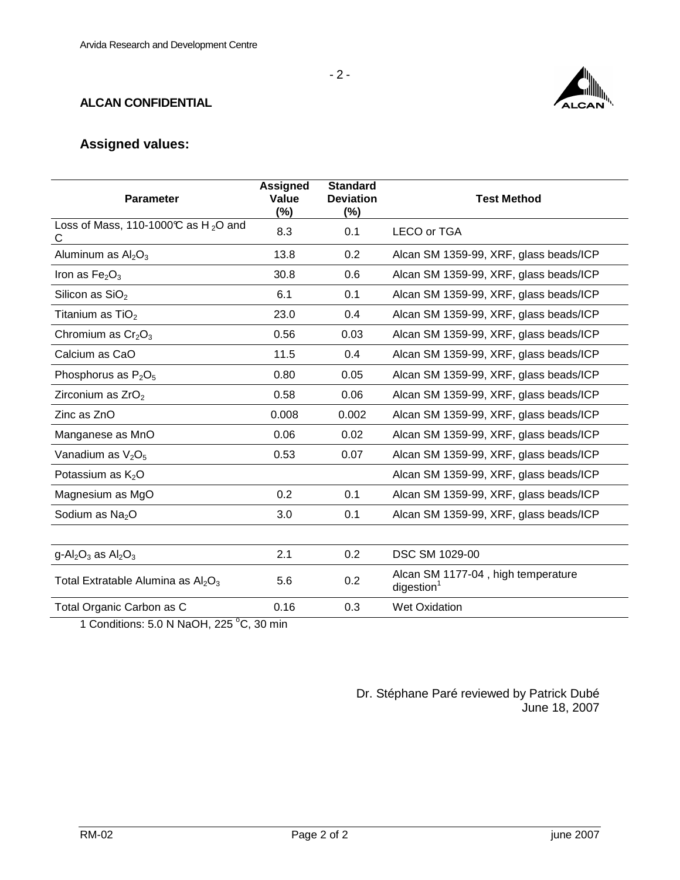Arvida Research and Development Centre

**ALCAN CONFIDENTIAL**

## Assigned values:

| Parameter | Assigned Value (%) | Standard Deviation (%) | Test Method |
|---|---|---|---|
| Loss of Mass, 110-1000°C as $H_2O$ and C | 8.3 | 0.1 | LECO or TGA |
| Aluminum as $Al_2O_3$ | 13.8 | 0.2 | Alcan SM 1359-99, XRF, glass beads/ICP |
| Iron as $Fe_2O_3$ | 30.8 | 0.6 | Alcan SM 1359-99, XRF, glass beads/ICP |
| Silicon as $SiO_2$ | 6.1 | 0.1 | Alcan SM 1359-99, XRF, glass beads/ICP |
| Titanium as $TiO_2$ | 23.0 | 0.4 | Alcan SM 1359-99, XRF, glass beads/ICP |
| Chromium as $Cr_2O_3$ | 0.56 | 0.03 | Alcan SM 1359-99, XRF, glass beads/ICP |
| Calcium as CaO | 11.5 | 0.4 | Alcan SM 1359-99, XRF, glass beads/ICP |
| Phosphorus as $P_2O_5$ | 0.80 | 0.05 | Alcan SM 1359-99, XRF, glass beads/ICP |
| Zirconium as $ZrO_2$ | 0.58 | 0.06 | Alcan SM 1359-99, XRF, glass beads/ICP |
| Zinc as ZnO | 0.008 | 0.002 | Alcan SM 1359-99, XRF, glass beads/ICP |
| Manganese as MnO | 0.06 | 0.02 | Alcan SM 1359-99, XRF, glass beads/ICP |
| Vanadium as $V_2O_5$ | 0.53 | 0.07 | Alcan SM 1359-99, XRF, glass beads/ICP |
| Potassium as $K_2O$ | | | Alcan SM 1359-99, XRF, glass beads/ICP |
| Magnesium as MgO | 0.2 | 0.1 | Alcan SM 1359-99, XRF, glass beads/ICP |
| Sodium as $Na_2O$ | 3.0 | 0.1 | Alcan SM 1359-99, XRF, glass beads/ICP |
| | | | |
| g-$Al_2O_3$ as $Al_2O_3$ | 2.1 | 0.2 | DSC SM 1029-00 |
| Total Extratable Alumina as $Al_2O_3$ | 5.6 | 0.2 | Alcan SM 1177-04 , high temperature digestion[1] |
| Total Organic Carbon as C | 0.16 | 0.3 | Wet Oxidation |

1 Conditions: 5.0 N NaOH, 225 °C, 30 min

Dr. Stéphane Paré reviewed by Patrick Dubé
June 18, 2007